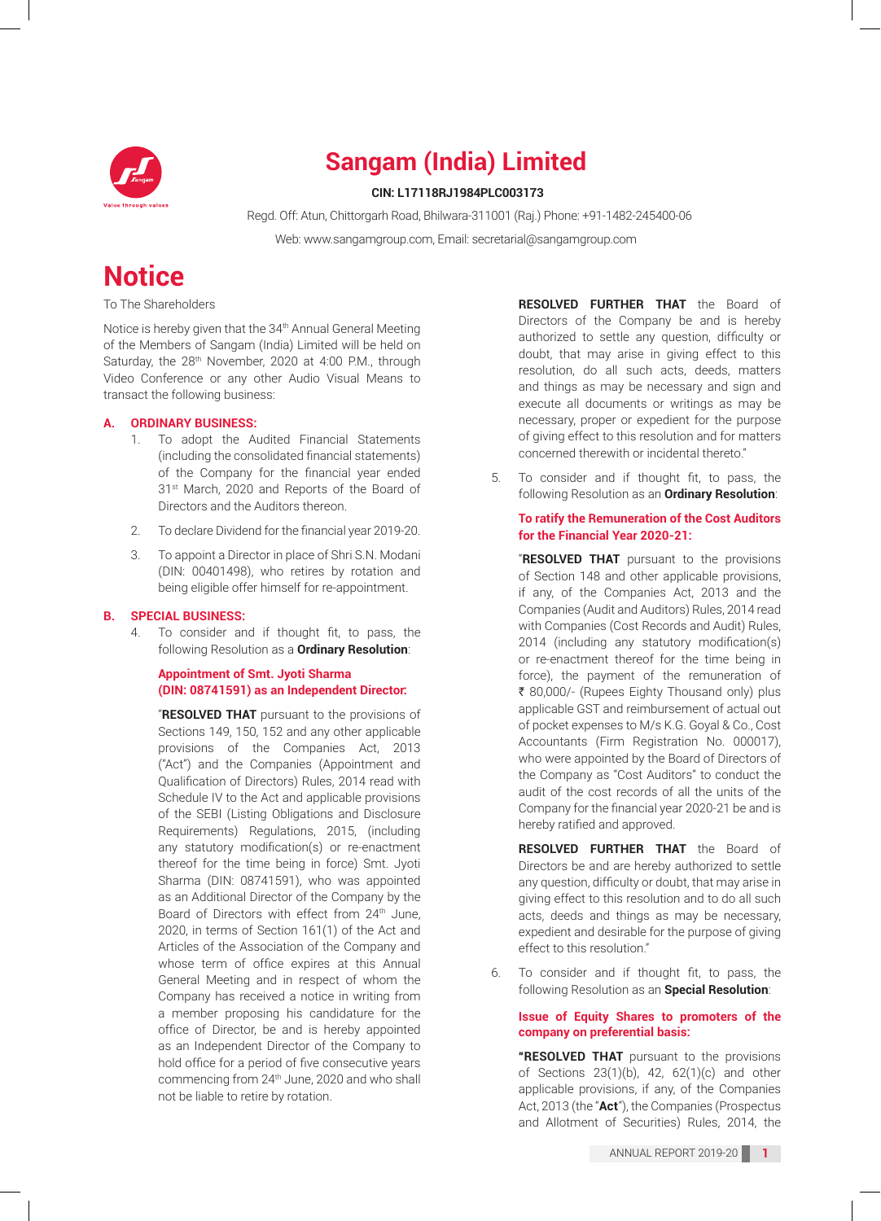# Sangam (India) Limited

**CIN: L17118RJ1984PLC003173**

Regd. Off: Atun, Chittorgarh Road, Bhilwara-311001 (Raj.) Phone: +91-1482-245400-06

Web: www.sangamgroup.com, Email: secretarial@sangamgroup.com

# Notice

To The Shareholders

Notice is hereby given that the 34th Annual General Meeting of the Members of Sangam (India) Limited will be held on Saturday, the 28th November, 2020 at 4:00 P.M., through Video Conference or any other Audio Visual Means to transact the following business:

## A. ORDINARY BUSINESS:

1. To adopt the Audited Financial Statements (including the consolidated financial statements) of the Company for the financial year ended 31st March, 2020 and Reports of the Board of Directors and the Auditors thereon.
2. To declare Dividend for the financial year 2019-20.
3. To appoint a Director in place of Shri S.N. Modani (DIN: 00401498), who retires by rotation and being eligible offer himself for re-appointment.

## B. SPECIAL BUSINESS:

4. To consider and if thought fit, to pass, the following Resolution as a **Ordinary Resolution**:

**Appointment of Smt. Jyoti Sharma (DIN: 08741591) as an Independent Director:**

"**RESOLVED THAT** pursuant to the provisions of Sections 149, 150, 152 and any other applicable provisions of the Companies Act, 2013 ("Act") and the Companies (Appointment and Qualification of Directors) Rules, 2014 read with Schedule IV to the Act and applicable provisions of the SEBI (Listing Obligations and Disclosure Requirements) Regulations, 2015, (including any statutory modification(s) or re-enactment thereof for the time being in force) Smt. Jyoti Sharma (DIN: 08741591), who was appointed as an Additional Director of the Company by the Board of Directors with effect from 24th June, 2020, in terms of Section 161(1) of the Act and Articles of the Association of the Company and whose term of office expires at this Annual General Meeting and in respect of whom the Company has received a notice in writing from a member proposing his candidature for the office of Director, be and is hereby appointed as an Independent Director of the Company to hold office for a period of five consecutive years commencing from 24th June, 2020 and who shall not be liable to retire by rotation.

**RESOLVED FURTHER THAT** the Board of Directors of the Company be and is hereby authorized to settle any question, difficulty or doubt, that may arise in giving effect to this resolution, do all such acts, deeds, matters and things as may be necessary and sign and execute all documents or writings as may be necessary, proper or expedient for the purpose of giving effect to this resolution and for matters concerned therewith or incidental thereto."

5. To consider and if thought fit, to pass, the following Resolution as an **Ordinary Resolution**:

**To ratify the Remuneration of the Cost Auditors for the Financial Year 2020-21:**

"**RESOLVED THAT** pursuant to the provisions of Section 148 and other applicable provisions, if any, of the Companies Act, 2013 and the Companies (Audit and Auditors) Rules, 2014 read with Companies (Cost Records and Audit) Rules, 2014 (including any statutory modification(s) or re-enactment thereof for the time being in force), the payment of the remuneration of ₹ 80,000/- (Rupees Eighty Thousand only) plus applicable GST and reimbursement of actual out of pocket expenses to M/s K.G. Goyal & Co., Cost Accountants (Firm Registration No. 000017), who were appointed by the Board of Directors of the Company as "Cost Auditors" to conduct the audit of the cost records of all the units of the Company for the financial year 2020-21 be and is hereby ratified and approved.

**RESOLVED FURTHER THAT** the Board of Directors be and are hereby authorized to settle any question, difficulty or doubt, that may arise in giving effect to this resolution and to do all such acts, deeds and things as may be necessary, expedient and desirable for the purpose of giving effect to this resolution."

6. To consider and if thought fit, to pass, the following Resolution as an **Special Resolution**:

**Issue of Equity Shares to promoters of the company on preferential basis:**

**"RESOLVED THAT** pursuant to the provisions of Sections 23(1)(b), 42, 62(1)(c) and other applicable provisions, if any, of the Companies Act, 2013 (the "**Act**"), the Companies (Prospectus and Allotment of Securities) Rules, 2014, the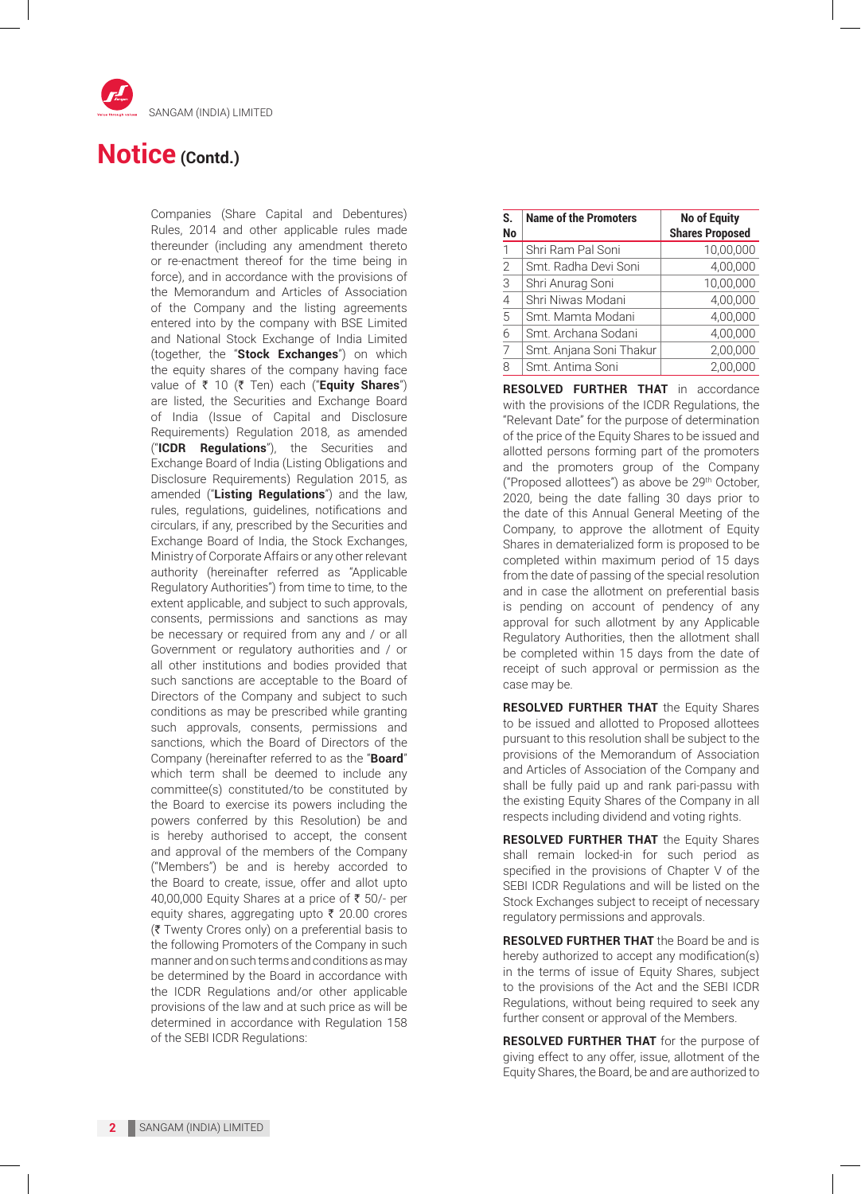# Notice (Contd.)

Companies (Share Capital and Debentures) Rules, 2014 and other applicable rules made thereunder (including any amendment thereto or re-enactment thereof for the time being in force), and in accordance with the provisions of the Memorandum and Articles of Association of the Company and the listing agreements entered into by the company with BSE Limited and National Stock Exchange of India Limited (together, the "**Stock Exchanges**") on which the equity shares of the company having face value of ₹ 10 (₹ Ten) each ("**Equity Shares**") are listed, the Securities and Exchange Board of India (Issue of Capital and Disclosure Requirements) Regulation 2018, as amended ("**ICDR Regulations**"), the Securities and Exchange Board of India (Listing Obligations and Disclosure Requirements) Regulation 2015, as amended ("**Listing Regulations**") and the law, rules, regulations, guidelines, notifications and circulars, if any, prescribed by the Securities and Exchange Board of India, the Stock Exchanges, Ministry of Corporate Affairs or any other relevant authority (hereinafter referred as "Applicable Regulatory Authorities") from time to time, to the extent applicable, and subject to such approvals, consents, permissions and sanctions as may be necessary or required from any and / or all Government or regulatory authorities and / or all other institutions and bodies provided that such sanctions are acceptable to the Board of Directors of the Company and subject to such conditions as may be prescribed while granting such approvals, consents, permissions and sanctions, which the Board of Directors of the Company (hereinafter referred to as the "**Board**" which term shall be deemed to include any committee(s) constituted/to be constituted by the Board to exercise its powers including the powers conferred by this Resolution) be and is hereby authorised to accept, the consent and approval of the members of the Company ("Members") be and is hereby accorded to the Board to create, issue, offer and allot upto 40,00,000 Equity Shares at a price of ₹ 50/- per equity shares, aggregating upto ₹ 20.00 crores (₹ Twenty Crores only) on a preferential basis to the following Promoters of the Company in such manner and on such terms and conditions as may be determined by the Board in accordance with the ICDR Regulations and/or other applicable provisions of the law and at such price as will be determined in accordance with Regulation 158 of the SEBI ICDR Regulations:

| S. No | Name of the Promoters | No of Equity Shares Proposed |
|---|---|---|
| 1 | Shri Ram Pal Soni | 10,00,000 |
| 2 | Smt. Radha Devi Soni | 4,00,000 |
| 3 | Shri Anurag Soni | 10,00,000 |
| 4 | Shri Niwas Modani | 4,00,000 |
| 5 | Smt. Mamta Modani | 4,00,000 |
| 6 | Smt. Archana Sodani | 4,00,000 |
| 7 | Smt. Anjana Soni Thakur | 2,00,000 |
| 8 | Smt. Antima Soni | 2,00,000 |

**RESOLVED FURTHER THAT** in accordance with the provisions of the ICDR Regulations, the "Relevant Date" for the purpose of determination of the price of the Equity Shares to be issued and allotted persons forming part of the promoters and the promoters group of the Company ("Proposed allottees") as above be 29th October, 2020, being the date falling 30 days prior to the date of this Annual General Meeting of the Company, to approve the allotment of Equity Shares in dematerialized form is proposed to be completed within maximum period of 15 days from the date of passing of the special resolution and in case the allotment on preferential basis is pending on account of pendency of any approval for such allotment by any Applicable Regulatory Authorities, then the allotment shall be completed within 15 days from the date of receipt of such approval or permission as the case may be.

**RESOLVED FURTHER THAT** the Equity Shares to be issued and allotted to Proposed allottees pursuant to this resolution shall be subject to the provisions of the Memorandum of Association and Articles of Association of the Company and shall be fully paid up and rank pari-passu with the existing Equity Shares of the Company in all respects including dividend and voting rights.

**RESOLVED FURTHER THAT** the Equity Shares shall remain locked-in for such period as specified in the provisions of Chapter V of the SEBI ICDR Regulations and will be listed on the Stock Exchanges subject to receipt of necessary regulatory permissions and approvals.

**RESOLVED FURTHER THAT** the Board be and is hereby authorized to accept any modification(s) in the terms of issue of Equity Shares, subject to the provisions of the Act and the SEBI ICDR Regulations, without being required to seek any further consent or approval of the Members.

**RESOLVED FURTHER THAT** for the purpose of giving effect to any offer, issue, allotment of the Equity Shares, the Board, be and are authorized to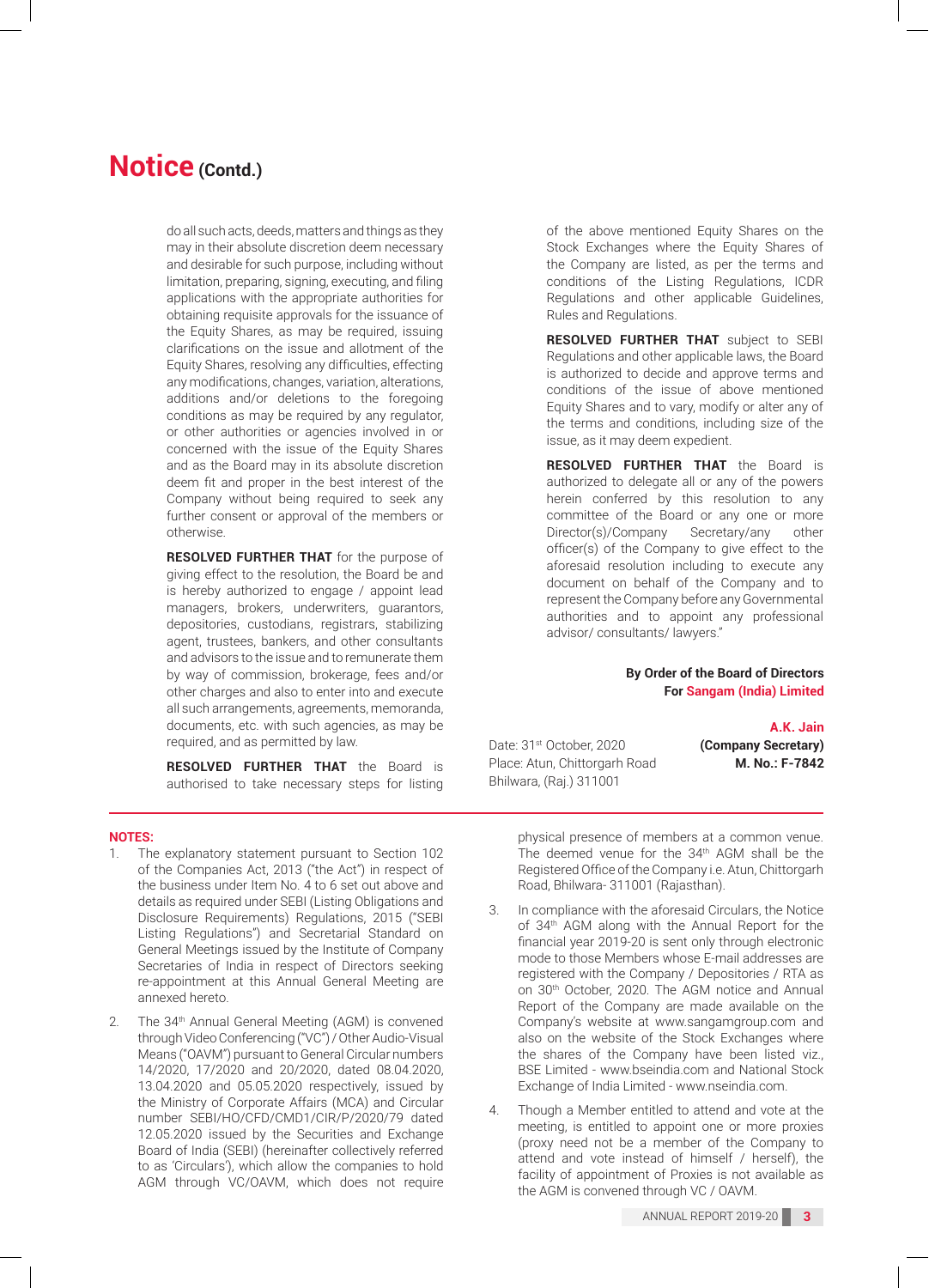# Notice (Contd.)

do all such acts, deeds, matters and things as they may in their absolute discretion deem necessary and desirable for such purpose, including without limitation, preparing, signing, executing, and filing applications with the appropriate authorities for obtaining requisite approvals for the issuance of the Equity Shares, as may be required, issuing clarifications on the issue and allotment of the Equity Shares, resolving any difficulties, effecting any modifications, changes, variation, alterations, additions and/or deletions to the foregoing conditions as may be required by any regulator, or other authorities or agencies involved in or concerned with the issue of the Equity Shares and as the Board may in its absolute discretion deem fit and proper in the best interest of the Company without being required to seek any further consent or approval of the members or otherwise.

**RESOLVED FURTHER THAT** for the purpose of giving effect to the resolution, the Board be and is hereby authorized to engage / appoint lead managers, brokers, underwriters, guarantors, depositories, custodians, registrars, stabilizing agent, trustees, bankers, and other consultants and advisors to the issue and to remunerate them by way of commission, brokerage, fees and/or other charges and also to enter into and execute all such arrangements, agreements, memoranda, documents, etc. with such agencies, as may be required, and as permitted by law.

**RESOLVED FURTHER THAT** the Board is authorised to take necessary steps for listing of the above mentioned Equity Shares on the Stock Exchanges where the Equity Shares of the Company are listed, as per the terms and conditions of the Listing Regulations, ICDR Regulations and other applicable Guidelines, Rules and Regulations.

**RESOLVED FURTHER THAT** subject to SEBI Regulations and other applicable laws, the Board is authorized to decide and approve terms and conditions of the issue of above mentioned Equity Shares and to vary, modify or alter any of the terms and conditions, including size of the issue, as it may deem expedient.

**RESOLVED FURTHER THAT** the Board is authorized to delegate all or any of the powers herein conferred by this resolution to any committee of the Board or any one or more Director(s)/Company Secretary/any other officer(s) of the Company to give effect to the aforesaid resolution including to execute any document on behalf of the Company and to represent the Company before any Governmental authorities and to appoint any professional advisor/ consultants/ lawyers."

**By Order of the Board of Directors**
**For Sangam (India) Limited**

**A.K. Jain**
**(Company Secretary)**
**M. No.: F-7842**

Date: 31st October, 2020
Place: Atun, Chittorgarh Road
Bhilwara, (Raj.) 311001

**NOTES:**

1. The explanatory statement pursuant to Section 102 of the Companies Act, 2013 ("the Act") in respect of the business under Item No. 4 to 6 set out above and details as required under SEBI (Listing Obligations and Disclosure Requirements) Regulations, 2015 ("SEBI Listing Regulations") and Secretarial Standard on General Meetings issued by the Institute of Company Secretaries of India in respect of Directors seeking re-appointment at this Annual General Meeting are annexed hereto.

2. The 34th Annual General Meeting (AGM) is convened through Video Conferencing ("VC") / Other Audio-Visual Means ("OAVM") pursuant to General Circular numbers 14/2020, 17/2020 and 20/2020, dated 08.04.2020, 13.04.2020 and 05.05.2020 respectively, issued by the Ministry of Corporate Affairs (MCA) and Circular number SEBI/HO/CFD/CMD1/CIR/P/2020/79 dated 12.05.2020 issued by the Securities and Exchange Board of India (SEBI) (hereinafter collectively referred to as 'Circulars'), which allow the companies to hold AGM through VC/OAVM, which does not require physical presence of members at a common venue. The deemed venue for the 34th AGM shall be the Registered Office of the Company i.e. Atun, Chittorgarh Road, Bhilwara- 311001 (Rajasthan).

3. In compliance with the aforesaid Circulars, the Notice of 34th AGM along with the Annual Report for the financial year 2019-20 is sent only through electronic mode to those Members whose E-mail addresses are registered with the Company / Depositories / RTA as on 30th October, 2020. The AGM notice and Annual Report of the Company are made available on the Company's website at www.sangamgroup.com and also on the website of the Stock Exchanges where the shares of the Company have been listed viz., BSE Limited - www.bseindia.com and National Stock Exchange of India Limited - www.nseindia.com.

4. Though a Member entitled to attend and vote at the meeting, is entitled to appoint one or more proxies (proxy need not be a member of the Company to attend and vote instead of himself / herself), the facility of appointment of Proxies is not available as the AGM is convened through VC / OAVM.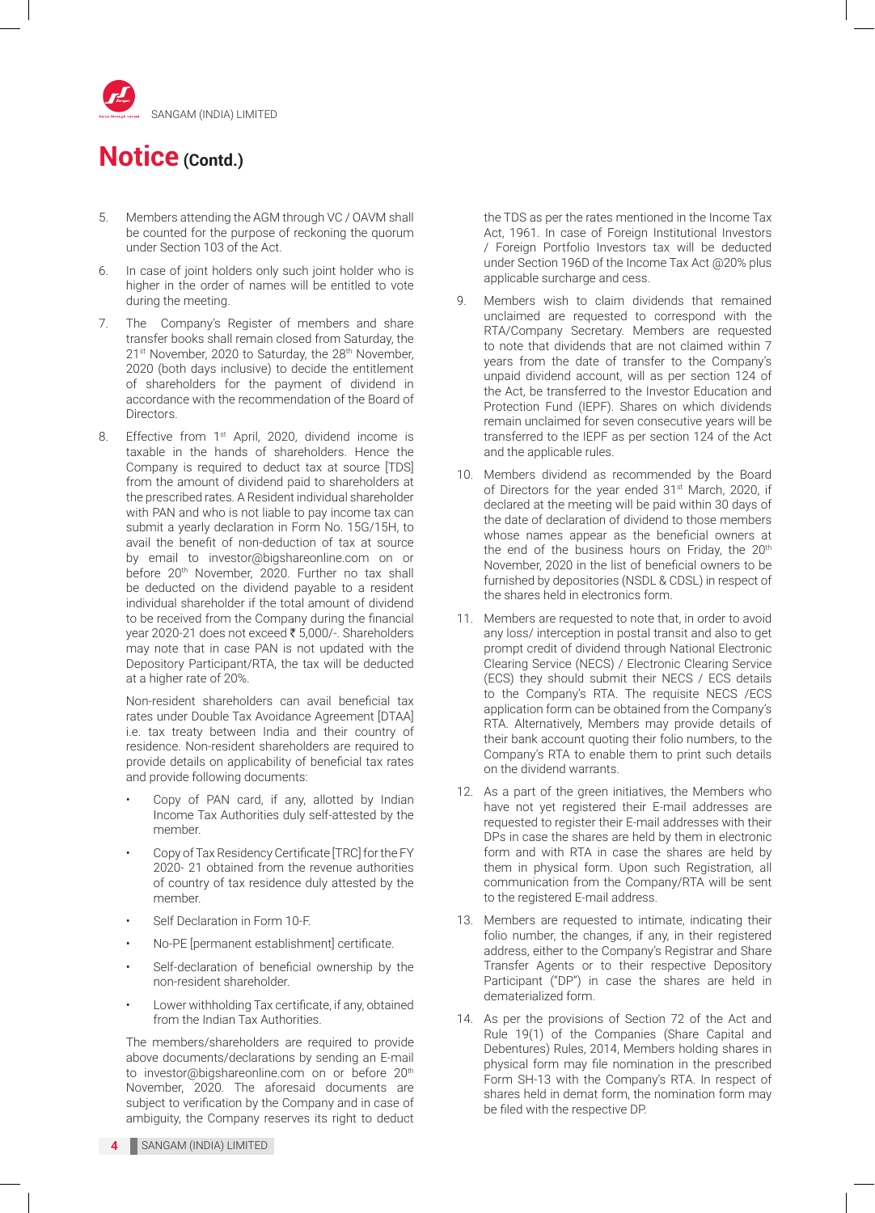# Notice (Contd.)

5. Members attending the AGM through VC / OAVM shall be counted for the purpose of reckoning the quorum under Section 103 of the Act.

6. In case of joint holders only such joint holder who is higher in the order of names will be entitled to vote during the meeting.

7. The Company's Register of members and share transfer books shall remain closed from Saturday, the 21st November, 2020 to Saturday, the 28th November, 2020 (both days inclusive) to decide the entitlement of shareholders for the payment of dividend in accordance with the recommendation of the Board of Directors.

8. Effective from 1st April, 2020, dividend income is taxable in the hands of shareholders. Hence the Company is required to deduct tax at source [TDS] from the amount of dividend paid to shareholders at the prescribed rates. A Resident individual shareholder with PAN and who is not liable to pay income tax can submit a yearly declaration in Form No. 15G/15H, to avail the benefit of non-deduction of tax at source by email to investor@bigshareonline.com on or before 20th November, 2020. Further no tax shall be deducted on the dividend payable to a resident individual shareholder if the total amount of dividend to be received from the Company during the financial year 2020-21 does not exceed ₹ 5,000/-. Shareholders may note that in case PAN is not updated with the Depository Participant/RTA, the tax will be deducted at a higher rate of 20%.

   Non-resident shareholders can avail beneficial tax rates under Double Tax Avoidance Agreement [DTAA] i.e. tax treaty between India and their country of residence. Non-resident shareholders are required to provide details on applicability of beneficial tax rates and provide following documents:

   - Copy of PAN card, if any, allotted by Indian Income Tax Authorities duly self-attested by the member.
   - Copy of Tax Residency Certificate [TRC] for the FY 2020- 21 obtained from the revenue authorities of country of tax residence duly attested by the member.
   - Self Declaration in Form 10-F.
   - No-PE [permanent establishment] certificate.
   - Self-declaration of beneficial ownership by the non-resident shareholder.
   - Lower withholding Tax certificate, if any, obtained from the Indian Tax Authorities.

   The members/shareholders are required to provide above documents/declarations by sending an E-mail to investor@bigshareonline.com on or before 20th November, 2020. The aforesaid documents are subject to verification by the Company and in case of ambiguity, the Company reserves its right to deduct the TDS as per the rates mentioned in the Income Tax Act, 1961. In case of Foreign Institutional Investors / Foreign Portfolio Investors tax will be deducted under Section 196D of the Income Tax Act @20% plus applicable surcharge and cess.

9. Members wish to claim dividends that remained unclaimed are requested to correspond with the RTA/Company Secretary. Members are requested to note that dividends that are not claimed within 7 years from the date of transfer to the Company's unpaid dividend account, will as per section 124 of the Act, be transferred to the Investor Education and Protection Fund (IEPF). Shares on which dividends remain unclaimed for seven consecutive years will be transferred to the IEPF as per section 124 of the Act and the applicable rules.

10. Members dividend as recommended by the Board of Directors for the year ended 31st March, 2020, if declared at the meeting will be paid within 30 days of the date of declaration of dividend to those members whose names appear as the beneficial owners at the end of the business hours on Friday, the 20th November, 2020 in the list of beneficial owners to be furnished by depositories (NSDL & CDSL) in respect of the shares held in electronics form.

11. Members are requested to note that, in order to avoid any loss/ interception in postal transit and also to get prompt credit of dividend through National Electronic Clearing Service (NECS) / Electronic Clearing Service (ECS) they should submit their NECS / ECS details to the Company's RTA. The requisite NECS /ECS application form can be obtained from the Company's RTA. Alternatively, Members may provide details of their bank account quoting their folio numbers, to the Company's RTA to enable them to print such details on the dividend warrants.

12. As a part of the green initiatives, the Members who have not yet registered their E-mail addresses are requested to register their E-mail addresses with their DPs in case the shares are held by them in electronic form and with RTA in case the shares are held by them in physical form. Upon such Registration, all communication from the Company/RTA will be sent to the registered E-mail address.

13. Members are requested to intimate, indicating their folio number, the changes, if any, in their registered address, either to the Company's Registrar and Share Transfer Agents or to their respective Depository Participant ("DP") in case the shares are held in dematerialized form.

14. As per the provisions of Section 72 of the Act and Rule 19(1) of the Companies (Share Capital and Debentures) Rules, 2014, Members holding shares in physical form may file nomination in the prescribed Form SH-13 with the Company's RTA. In respect of shares held in demat form, the nomination form may be filed with the respective DP.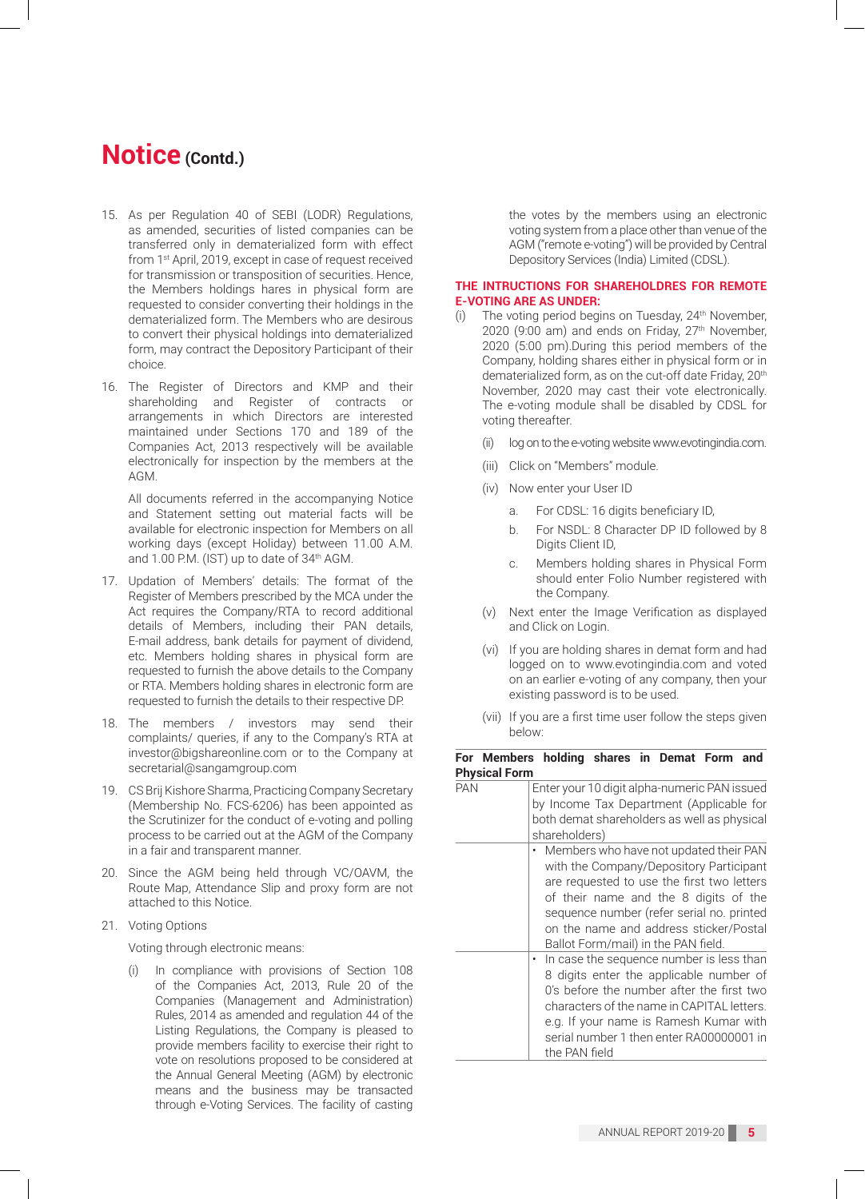# Notice (Contd.)

15. As per Regulation 40 of SEBI (LODR) Regulations, as amended, securities of listed companies can be transferred only in dematerialized form with effect from 1st April, 2019, except in case of request received for transmission or transposition of securities. Hence, the Members holdings hares in physical form are requested to consider converting their holdings in the dematerialized form. The Members who are desirous to convert their physical holdings into dematerialized form, may contract the Depository Participant of their choice.

16. The Register of Directors and KMP and their shareholding and Register of contracts or arrangements in which Directors are interested maintained under Sections 170 and 189 of the Companies Act, 2013 respectively will be available electronically for inspection by the members at the AGM.

    All documents referred in the accompanying Notice and Statement setting out material facts will be available for electronic inspection for Members on all working days (except Holiday) between 11.00 A.M. and 1.00 P.M. (IST) up to date of 34th AGM.

17. Updation of Members' details: The format of the Register of Members prescribed by the MCA under the Act requires the Company/RTA to record additional details of Members, including their PAN details, E-mail address, bank details for payment of dividend, etc. Members holding shares in physical form are requested to furnish the above details to the Company or RTA. Members holding shares in electronic form are requested to furnish the details to their respective DP.

18. The members / investors may send their complaints/ queries, if any to the Company's RTA at investor@bigshareonline.com or to the Company at secretarial@sangamgroup.com

19. CS Brij Kishore Sharma, Practicing Company Secretary (Membership No. FCS-6206) has been appointed as the Scrutinizer for the conduct of e-voting and polling process to be carried out at the AGM of the Company in a fair and transparent manner.

20. Since the AGM being held through VC/OAVM, the Route Map, Attendance Slip and proxy form are not attached to this Notice.

21. Voting Options

    Voting through electronic means:

    (i) In compliance with provisions of Section 108 of the Companies Act, 2013, Rule 20 of the Companies (Management and Administration) Rules, 2014 as amended and regulation 44 of the Listing Regulations, the Company is pleased to provide members facility to exercise their right to vote on resolutions proposed to be considered at the Annual General Meeting (AGM) by electronic means and the business may be transacted through e-Voting Services. The facility of casting the votes by the members using an electronic voting system from a place other than venue of the AGM ("remote e-voting") will be provided by Central Depository Services (India) Limited (CDSL).

**THE INTRUCTIONS FOR SHAREHOLDRES FOR REMOTE E-VOTING ARE AS UNDER:**

(i) The voting period begins on Tuesday, 24th November, 2020 (9:00 am) and ends on Friday, 27th November, 2020 (5:00 pm).During this period members of the Company, holding shares either in physical form or in dematerialized form, as on the cut-off date Friday, 20th November, 2020 may cast their vote electronically. The e-voting module shall be disabled by CDSL for voting thereafter.

(ii) log on to the e-voting website www.evotingindia.com.

(iii) Click on "Members" module.

(iv) Now enter your User ID

   a. For CDSL: 16 digits beneficiary ID,

   b. For NSDL: 8 Character DP ID followed by 8 Digits Client ID,

   c. Members holding shares in Physical Form should enter Folio Number registered with the Company.

(v) Next enter the Image Verification as displayed and Click on Login.

(vi) If you are holding shares in demat form and had logged on to www.evotingindia.com and voted on an earlier e-voting of any company, then your existing password is to be used.

(vii) If you are a first time user follow the steps given below:

**For Members holding shares in Demat Form and Physical Form**

| | |
|---|---|
| PAN | Enter your 10 digit alpha-numeric PAN issued by Income Tax Department (Applicable for both demat shareholders as well as physical shareholders) |
| | • Members who have not updated their PAN with the Company/Depository Participant are requested to use the first two letters of their name and the 8 digits of the sequence number (refer serial no. printed on the name and address sticker/Postal Ballot Form/mail) in the PAN field. |
| | • In case the sequence number is less than 8 digits enter the applicable number of 0's before the number after the first two characters of the name in CAPITAL letters. e.g. If your name is Ramesh Kumar with serial number 1 then enter RA00000001 in the PAN field |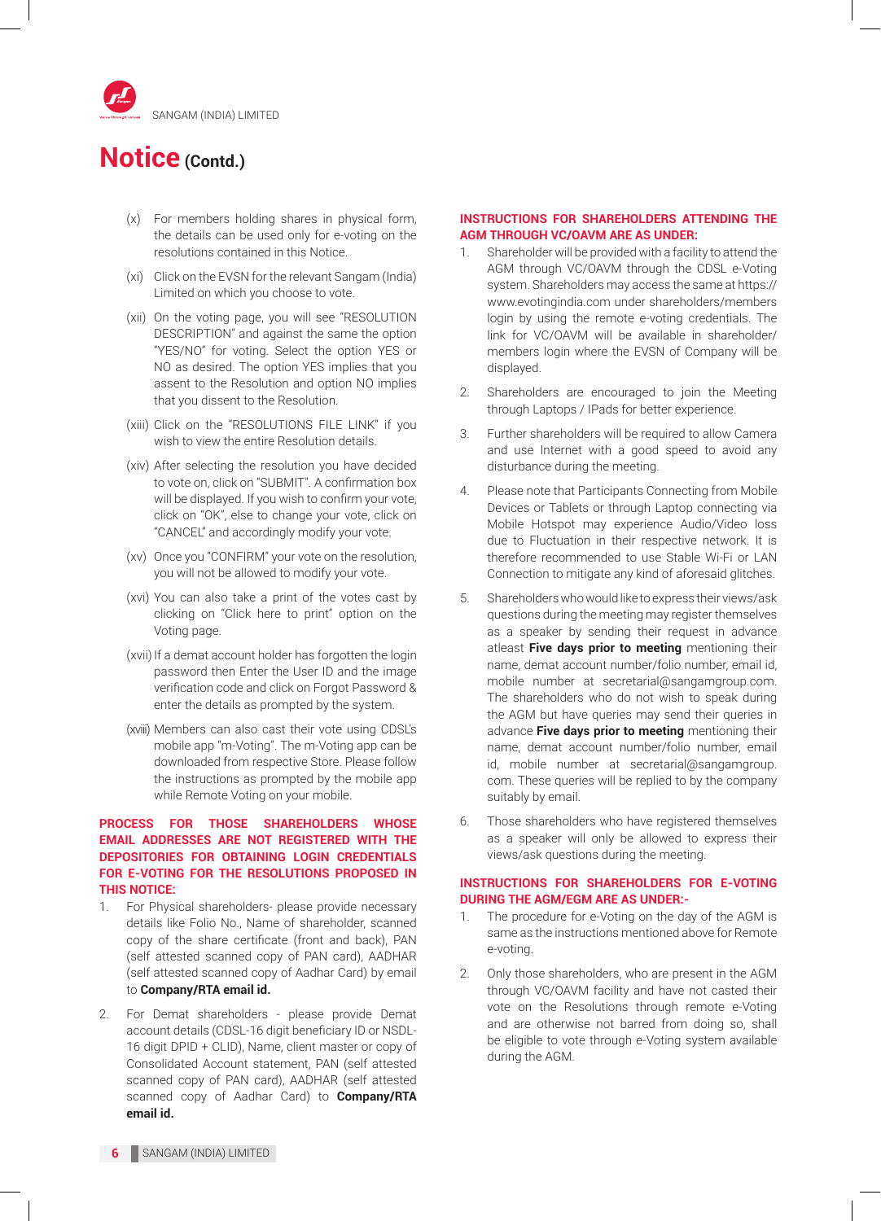# Notice (Contd.)

(x) For members holding shares in physical form, the details can be used only for e-voting on the resolutions contained in this Notice.

(xi) Click on the EVSN for the relevant Sangam (India) Limited on which you choose to vote.

(xii) On the voting page, you will see "RESOLUTION DESCRIPTION" and against the same the option "YES/NO" for voting. Select the option YES or NO as desired. The option YES implies that you assent to the Resolution and option NO implies that you dissent to the Resolution.

(xiii) Click on the "RESOLUTIONS FILE LINK" if you wish to view the entire Resolution details.

(xiv) After selecting the resolution you have decided to vote on, click on "SUBMIT". A confirmation box will be displayed. If you wish to confirm your vote, click on "OK", else to change your vote, click on "CANCEL" and accordingly modify your vote.

(xv) Once you "CONFIRM" your vote on the resolution, you will not be allowed to modify your vote.

(xvi) You can also take a print of the votes cast by clicking on "Click here to print" option on the Voting page.

(xvii) If a demat account holder has forgotten the login password then Enter the User ID and the image verification code and click on Forgot Password & enter the details as prompted by the system.

(xviii) Members can also cast their vote using CDSL's mobile app "m-Voting". The m-Voting app can be downloaded from respective Store. Please follow the instructions as prompted by the mobile app while Remote Voting on your mobile.

## PROCESS FOR THOSE SHAREHOLDERS WHOSE EMAIL ADDRESSES ARE NOT REGISTERED WITH THE DEPOSITORIES FOR OBTAINING LOGIN CREDENTIALS FOR E-VOTING FOR THE RESOLUTIONS PROPOSED IN THIS NOTICE:

1. For Physical shareholders- please provide necessary details like Folio No., Name of shareholder, scanned copy of the share certificate (front and back), PAN (self attested scanned copy of PAN card), AADHAR (self attested scanned copy of Aadhar Card) by email to **Company/RTA email id.**

2. For Demat shareholders - please provide Demat account details (CDSL-16 digit beneficiary ID or NSDL-16 digit DPID + CLID), Name, client master or copy of Consolidated Account statement, PAN (self attested scanned copy of PAN card), AADHAR (self attested scanned copy of Aadhar Card) to **Company/RTA email id.**

## INSTRUCTIONS FOR SHAREHOLDERS ATTENDING THE AGM THROUGH VC/OAVM ARE AS UNDER:

1. Shareholder will be provided with a facility to attend the AGM through VC/OAVM through the CDSL e-Voting system. Shareholders may access the same at https://www.evotingindia.com under shareholders/members login by using the remote e-voting credentials. The link for VC/OAVM will be available in shareholder/members login where the EVSN of Company will be displayed.

2. Shareholders are encouraged to join the Meeting through Laptops / IPads for better experience.

3. Further shareholders will be required to allow Camera and use Internet with a good speed to avoid any disturbance during the meeting.

4. Please note that Participants Connecting from Mobile Devices or Tablets or through Laptop connecting via Mobile Hotspot may experience Audio/Video loss due to Fluctuation in their respective network. It is therefore recommended to use Stable Wi-Fi or LAN Connection to mitigate any kind of aforesaid glitches.

5. Shareholders who would like to express their views/ask questions during the meeting may register themselves as a speaker by sending their request in advance atleast **Five days prior to meeting** mentioning their name, demat account number/folio number, email id, mobile number at secretarial@sangamgroup.com. The shareholders who do not wish to speak during the AGM but have queries may send their queries in advance **Five days prior to meeting** mentioning their name, demat account number/folio number, email id, mobile number at secretarial@sangamgroup.com. These queries will be replied to by the company suitably by email.

6. Those shareholders who have registered themselves as a speaker will only be allowed to express their views/ask questions during the meeting.

## INSTRUCTIONS FOR SHAREHOLDERS FOR E-VOTING DURING THE AGM/EGM ARE AS UNDER:-

1. The procedure for e-Voting on the day of the AGM is same as the instructions mentioned above for Remote e-voting.

2. Only those shareholders, who are present in the AGM through VC/OAVM facility and have not casted their vote on the Resolutions through remote e-Voting and are otherwise not barred from doing so, shall be eligible to vote through e-Voting system available during the AGM.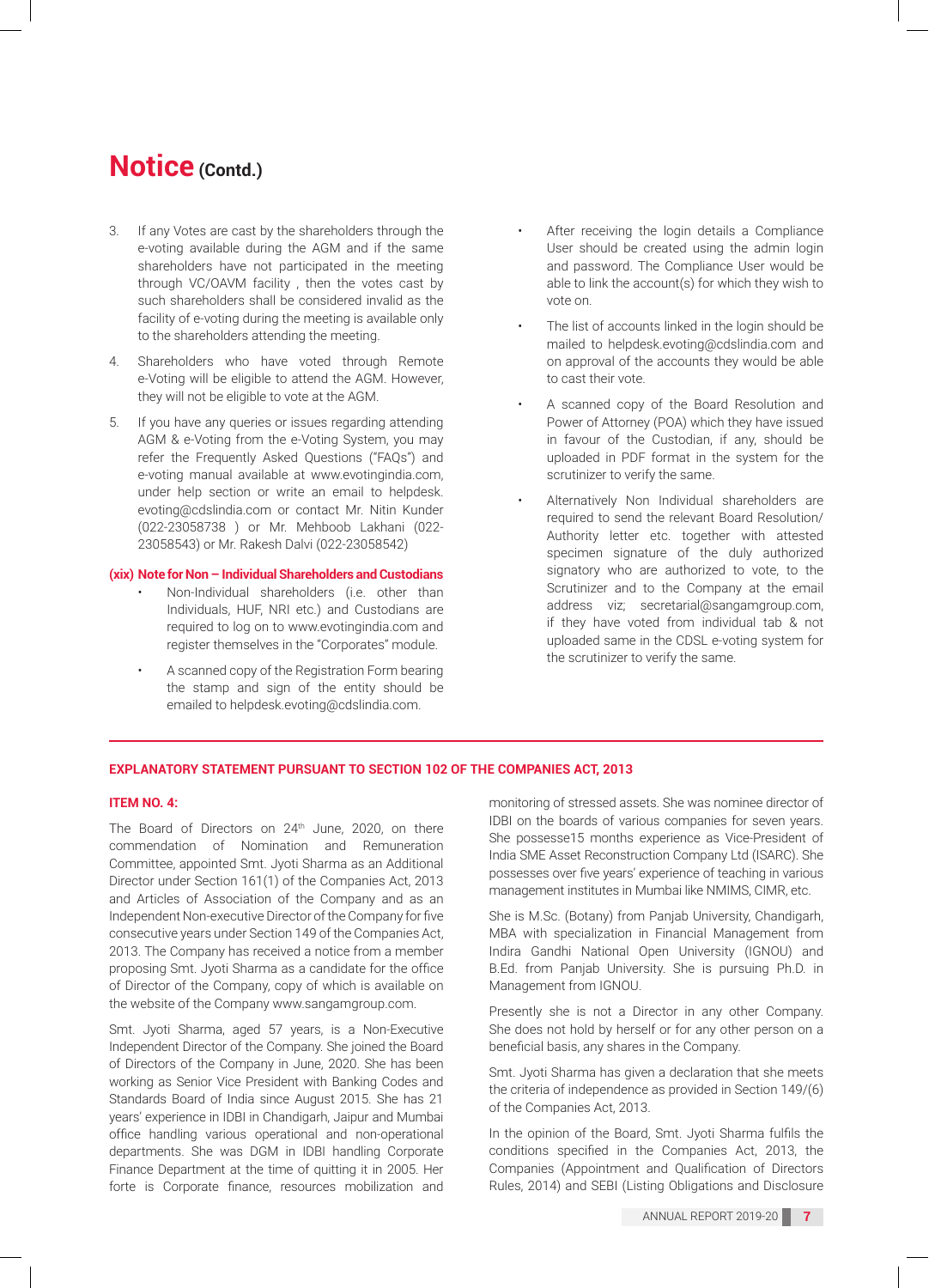# Notice (Contd.)

3. If any Votes are cast by the shareholders through the e-voting available during the AGM and if the same shareholders have not participated in the meeting through VC/OAVM facility , then the votes cast by such shareholders shall be considered invalid as the facility of e-voting during the meeting is available only to the shareholders attending the meeting.

4. Shareholders who have voted through Remote e-Voting will be eligible to attend the AGM. However, they will not be eligible to vote at the AGM.

5. If you have any queries or issues regarding attending AGM & e-Voting from the e-Voting System, you may refer the Frequently Asked Questions ("FAQs") and e-voting manual available at www.evotingindia.com, under help section or write an email to helpdesk.evoting@cdslindia.com or contact Mr. Nitin Kunder (022-23058738 ) or Mr. Mehboob Lakhani (022-23058543) or Mr. Rakesh Dalvi (022-23058542)

**(xix) Note for Non – Individual Shareholders and Custodians**

- Non-Individual shareholders (i.e. other than Individuals, HUF, NRI etc.) and Custodians are required to log on to www.evotingindia.com and register themselves in the "Corporates" module.
- A scanned copy of the Registration Form bearing the stamp and sign of the entity should be emailed to helpdesk.evoting@cdslindia.com.
- After receiving the login details a Compliance User should be created using the admin login and password. The Compliance User would be able to link the account(s) for which they wish to vote on.
- The list of accounts linked in the login should be mailed to helpdesk.evoting@cdslindia.com and on approval of the accounts they would be able to cast their vote.
- A scanned copy of the Board Resolution and Power of Attorney (POA) which they have issued in favour of the Custodian, if any, should be uploaded in PDF format in the system for the scrutinizer to verify the same.
- Alternatively Non Individual shareholders are required to send the relevant Board Resolution/ Authority letter etc. together with attested specimen signature of the duly authorized signatory who are authorized to vote, to the Scrutinizer and to the Company at the email address viz; secretarial@sangamgroup.com, if they have voted from individual tab & not uploaded same in the CDSL e-voting system for the scrutinizer to verify the same.

## EXPLANATORY STATEMENT PURSUANT TO SECTION 102 OF THE COMPANIES ACT, 2013

### ITEM NO. 4:

The Board of Directors on 24th June, 2020, on there commendation of Nomination and Remuneration Committee, appointed Smt. Jyoti Sharma as an Additional Director under Section 161(1) of the Companies Act, 2013 and Articles of Association of the Company and as an Independent Non-executive Director of the Company for five consecutive years under Section 149 of the Companies Act, 2013. The Company has received a notice from a member proposing Smt. Jyoti Sharma as a candidate for the office of Director of the Company, copy of which is available on the website of the Company www.sangamgroup.com.

Smt. Jyoti Sharma, aged 57 years, is a Non-Executive Independent Director of the Company. She joined the Board of Directors of the Company in June, 2020. She has been working as Senior Vice President with Banking Codes and Standards Board of India since August 2015. She has 21 years' experience in IDBI in Chandigarh, Jaipur and Mumbai office handling various operational and non-operational departments. She was DGM in IDBI handling Corporate Finance Department at the time of quitting it in 2005. Her forte is Corporate finance, resources mobilization and monitoring of stressed assets. She was nominee director of IDBI on the boards of various companies for seven years. She possesse15 months experience as Vice-President of India SME Asset Reconstruction Company Ltd (ISARC). She possesses over five years' experience of teaching in various management institutes in Mumbai like NMIMS, CIMR, etc.

She is M.Sc. (Botany) from Panjab University, Chandigarh, MBA with specialization in Financial Management from Indira Gandhi National Open University (IGNOU) and B.Ed. from Panjab University. She is pursuing Ph.D. in Management from IGNOU.

Presently she is not a Director in any other Company. She does not hold by herself or for any other person on a beneficial basis, any shares in the Company.

Smt. Jyoti Sharma has given a declaration that she meets the criteria of independence as provided in Section 149/(6) of the Companies Act, 2013.

In the opinion of the Board, Smt. Jyoti Sharma fulfils the conditions specified in the Companies Act, 2013, the Companies (Appointment and Qualification of Directors Rules, 2014) and SEBI (Listing Obligations and Disclosure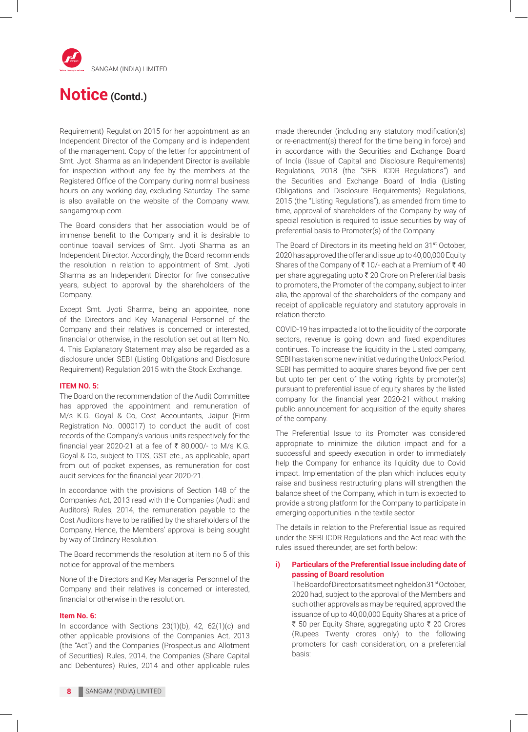# Notice (Contd.)

Requirement) Regulation 2015 for her appointment as an Independent Director of the Company and is independent of the management. Copy of the letter for appointment of Smt. Jyoti Sharma as an Independent Director is available for inspection without any fee by the members at the Registered Office of the Company during normal business hours on any working day, excluding Saturday. The same is also available on the website of the Company www.sangamgroup.com.

The Board considers that her association would be of immense benefit to the Company and it is desirable to continue toavail services of Smt. Jyoti Sharma as an Independent Director. Accordingly, the Board recommends the resolution in relation to appointment of Smt. Jyoti Sharma as an Independent Director for five consecutive years, subject to approval by the shareholders of the Company.

Except Smt. Jyoti Sharma, being an appointee, none of the Directors and Key Managerial Personnel of the Company and their relatives is concerned or interested, financial or otherwise, in the resolution set out at Item No. 4. This Explanatory Statement may also be regarded as a disclosure under SEBI (Listing Obligations and Disclosure Requirement) Regulation 2015 with the Stock Exchange.

**ITEM NO. 5:**

The Board on the recommendation of the Audit Committee has approved the appointment and remuneration of M/s K.G. Goyal & Co, Cost Accountants, Jaipur (Firm Registration No. 000017) to conduct the audit of cost records of the Company's various units respectively for the financial year 2020-21 at a fee of ₹ 80,000/- to M/s K.G. Goyal & Co, subject to TDS, GST etc., as applicable, apart from out of pocket expenses, as remuneration for cost audit services for the financial year 2020-21.

In accordance with the provisions of Section 148 of the Companies Act, 2013 read with the Companies (Audit and Auditors) Rules, 2014, the remuneration payable to the Cost Auditors have to be ratified by the shareholders of the Company, Hence, the Members' approval is being sought by way of Ordinary Resolution.

The Board recommends the resolution at item no 5 of this notice for approval of the members.

None of the Directors and Key Managerial Personnel of the Company and their relatives is concerned or interested, financial or otherwise in the resolution.

**Item No. 6:**

In accordance with Sections 23(1)(b), 42, 62(1)(c) and other applicable provisions of the Companies Act, 2013 (the "Act") and the Companies (Prospectus and Allotment of Securities) Rules, 2014, the Companies (Share Capital and Debentures) Rules, 2014 and other applicable rules made thereunder (including any statutory modification(s) or re-enactment(s) thereof for the time being in force) and in accordance with the Securities and Exchange Board of India (Issue of Capital and Disclosure Requirements) Regulations, 2018 (the "SEBI ICDR Regulations") and the Securities and Exchange Board of India (Listing Obligations and Disclosure Requirements) Regulations, 2015 (the "Listing Regulations"), as amended from time to time, approval of shareholders of the Company by way of special resolution is required to issue securities by way of preferential basis to Promoter(s) of the Company.

The Board of Directors in its meeting held on 31st October, 2020 has approved the offer and issue upto 40,00,000 Equity Shares of the Company of ₹ 10/- each at a Premium of ₹ 40 per share aggregating upto ₹ 20 Crore on Preferential basis to promoters, the Promoter of the company, subject to inter alia, the approval of the shareholders of the company and receipt of applicable regulatory and statutory approvals in relation thereto.

COVID-19 has impacted a lot to the liquidity of the corporate sectors, revenue is going down and fixed expenditures continues. To increase the liquidity in the Listed company, SEBI has taken some new initiative during the Unlock Period. SEBI has permitted to acquire shares beyond five per cent but upto ten per cent of the voting rights by promoter(s) pursuant to preferential issue of equity shares by the listed company for the financial year 2020-21 without making public announcement for acquisition of the equity shares of the company.

The Preferential Issue to its Promoter was considered appropriate to minimize the dilution impact and for a successful and speedy execution in order to immediately help the Company for enhance its liquidity due to Covid impact. Implementation of the plan which includes equity raise and business restructuring plans will strengthen the balance sheet of the Company, which in turn is expected to provide a strong platform for the Company to participate in emerging opportunities in the textile sector.

The details in relation to the Preferential Issue as required under the SEBI ICDR Regulations and the Act read with the rules issued thereunder, are set forth below:

i) **Particulars of the Preferential Issue including date of passing of Board resolution**

The Board of Directors at its meeting held on 31st October, 2020 had, subject to the approval of the Members and such other approvals as may be required, approved the issuance of up to 40,00,000 Equity Shares at a price of ₹ 50 per Equity Share, aggregating upto ₹ 20 Crores (Rupees Twenty crores only) to the following promoters for cash consideration, on a preferential basis: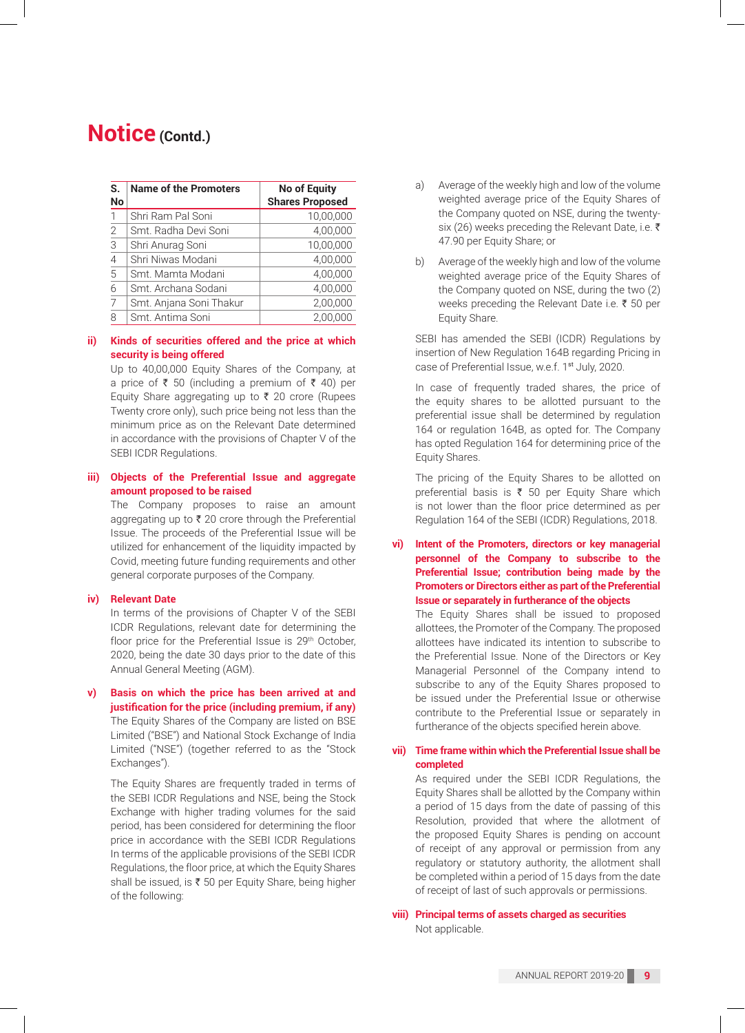# Notice (Contd.)

| S. No | Name of the Promoters | No of Equity Shares Proposed |
|---|---|---|
| 1 | Shri Ram Pal Soni | 10,00,000 |
| 2 | Smt. Radha Devi Soni | 4,00,000 |
| 3 | Shri Anurag Soni | 10,00,000 |
| 4 | Shri Niwas Modani | 4,00,000 |
| 5 | Smt. Mamta Modani | 4,00,000 |
| 6 | Smt. Archana Sodani | 4,00,000 |
| 7 | Smt. Anjana Soni Thakur | 2,00,000 |
| 8 | Smt. Antima Soni | 2,00,000 |

**ii) Kinds of securities offered and the price at which security is being offered**

Up to 40,00,000 Equity Shares of the Company, at a price of ₹ 50 (including a premium of ₹ 40) per Equity Share aggregating up to ₹ 20 crore (Rupees Twenty crore only), such price being not less than the minimum price as on the Relevant Date determined in accordance with the provisions of Chapter V of the SEBI ICDR Regulations.

**iii) Objects of the Preferential Issue and aggregate amount proposed to be raised**

The Company proposes to raise an amount aggregating up to ₹ 20 crore through the Preferential Issue. The proceeds of the Preferential Issue will be utilized for enhancement of the liquidity impacted by Covid, meeting future funding requirements and other general corporate purposes of the Company.

**iv) Relevant Date**

In terms of the provisions of Chapter V of the SEBI ICDR Regulations, relevant date for determining the floor price for the Preferential Issue is 29th October, 2020, being the date 30 days prior to the date of this Annual General Meeting (AGM).

**v) Basis on which the price has been arrived at and justification for the price (including premium, if any)**

The Equity Shares of the Company are listed on BSE Limited ("BSE") and National Stock Exchange of India Limited ("NSE") (together referred to as the "Stock Exchanges").

The Equity Shares are frequently traded in terms of the SEBI ICDR Regulations and NSE, being the Stock Exchange with higher trading volumes for the said period, has been considered for determining the floor price in accordance with the SEBI ICDR Regulations In terms of the applicable provisions of the SEBI ICDR Regulations, the floor price, at which the Equity Shares shall be issued, is ₹ 50 per Equity Share, being higher of the following:

a) Average of the weekly high and low of the volume weighted average price of the Equity Shares of the Company quoted on NSE, during the twenty-six (26) weeks preceding the Relevant Date, i.e. ₹ 47.90 per Equity Share; or

b) Average of the weekly high and low of the volume weighted average price of the Equity Shares of the Company quoted on NSE, during the two (2) weeks preceding the Relevant Date i.e. ₹ 50 per Equity Share.

SEBI has amended the SEBI (ICDR) Regulations by insertion of New Regulation 164B regarding Pricing in case of Preferential Issue, w.e.f. 1st July, 2020.

In case of frequently traded shares, the price of the equity shares to be allotted pursuant to the preferential issue shall be determined by regulation 164 or regulation 164B, as opted for. The Company has opted Regulation 164 for determining price of the Equity Shares.

The pricing of the Equity Shares to be allotted on preferential basis is ₹ 50 per Equity Share which is not lower than the floor price determined as per Regulation 164 of the SEBI (ICDR) Regulations, 2018.

**vi) Intent of the Promoters, directors or key managerial personnel of the Company to subscribe to the Preferential Issue; contribution being made by the Promoters or Directors either as part of the Preferential Issue or separately in furtherance of the objects**

The Equity Shares shall be issued to proposed allottees, the Promoter of the Company. The proposed allottees have indicated its intention to subscribe to the Preferential Issue. None of the Directors or Key Managerial Personnel of the Company intend to subscribe to any of the Equity Shares proposed to be issued under the Preferential Issue or otherwise contribute to the Preferential Issue or separately in furtherance of the objects specified herein above.

**vii) Time frame within which the Preferential Issue shall be completed**

As required under the SEBI ICDR Regulations, the Equity Shares shall be allotted by the Company within a period of 15 days from the date of passing of this Resolution, provided that where the allotment of the proposed Equity Shares is pending on account of receipt of any approval or permission from any regulatory or statutory authority, the allotment shall be completed within a period of 15 days from the date of receipt of last of such approvals or permissions.

**viii) Principal terms of assets charged as securities**

Not applicable.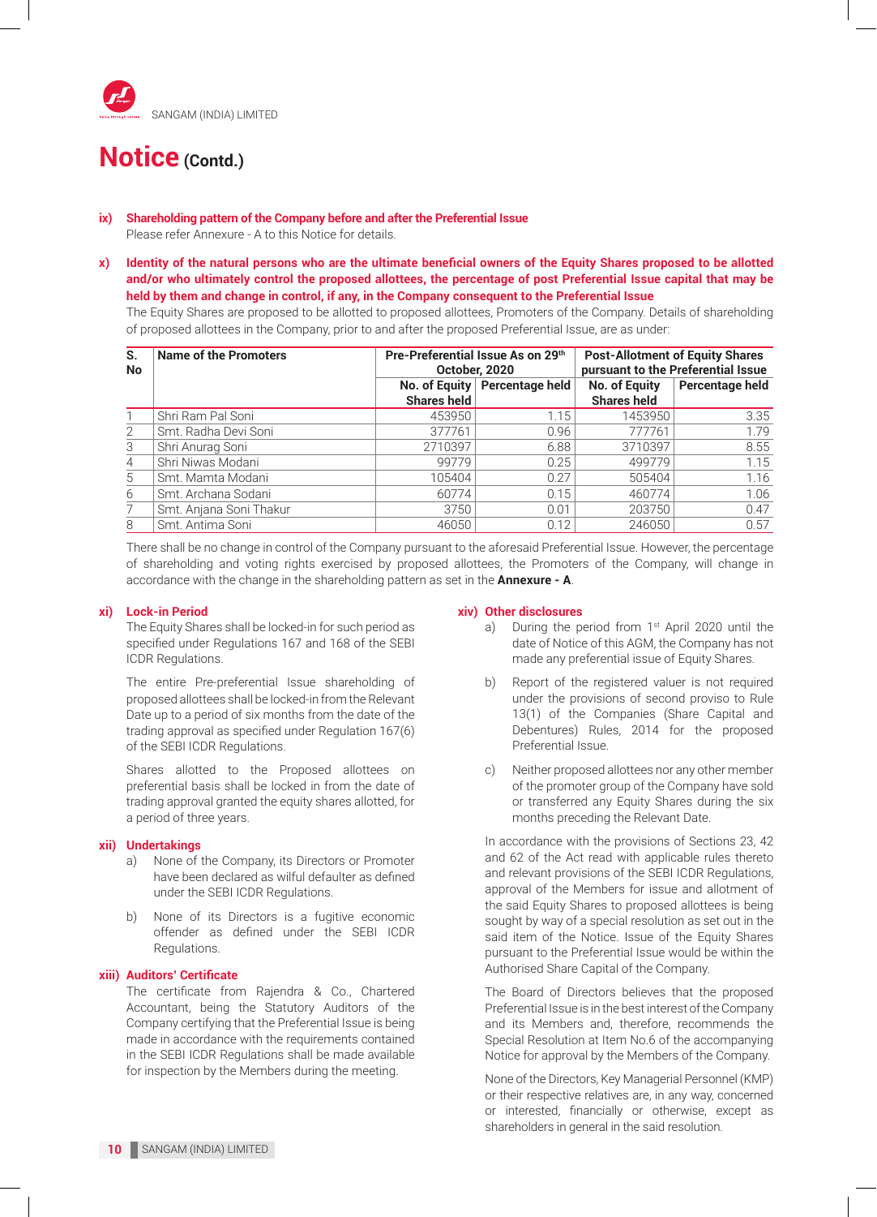# Notice (Contd.)

**ix) Shareholding pattern of the Company before and after the Preferential Issue**

Please refer Annexure - A to this Notice for details.

**x) Identity of the natural persons who are the ultimate beneficial owners of the Equity Shares proposed to be allotted and/or who ultimately control the proposed allottees, the percentage of post Preferential Issue capital that may be held by them and change in control, if any, in the Company consequent to the Preferential Issue**

The Equity Shares are proposed to be allotted to proposed allottees, Promoters of the Company. Details of shareholding of proposed allottees in the Company, prior to and after the proposed Preferential Issue, are as under:

| S. No | Name of the Promoters | Pre-Preferential Issue As on 29th October, 2020 | | Post-Allotment of Equity Shares pursuant to the Preferential Issue | |
|---|---|---|---|---|---|
| | | No. of Equity Shares held | Percentage held | No. of Equity Shares held | Percentage held |
| 1 | Shri Ram Pal Soni | 453950 | 1.15 | 1453950 | 3.35 |
| 2 | Smt. Radha Devi Soni | 377761 | 0.96 | 777761 | 1.79 |
| 3 | Shri Anurag Soni | 2710397 | 6.88 | 3710397 | 8.55 |
| 4 | Shri Niwas Modani | 99779 | 0.25 | 499779 | 1.15 |
| 5 | Smt. Mamta Modani | 105404 | 0.27 | 505404 | 1.16 |
| 6 | Smt. Archana Sodani | 60774 | 0.15 | 460774 | 1.06 |
| 7 | Smt. Anjana Soni Thakur | 3750 | 0.01 | 203750 | 0.47 |
| 8 | Smt. Antima Soni | 46050 | 0.12 | 246050 | 0.57 |

There shall be no change in control of the Company pursuant to the aforesaid Preferential Issue. However, the percentage of shareholding and voting rights exercised by proposed allottees, the Promoters of the Company, will change in accordance with the change in the shareholding pattern as set in the **Annexure - A**.

**xi) Lock-in Period**

The Equity Shares shall be locked-in for such period as specified under Regulations 167 and 168 of the SEBI ICDR Regulations.

The entire Pre-preferential Issue shareholding of proposed allottees shall be locked-in from the Relevant Date up to a period of six months from the date of the trading approval as specified under Regulation 167(6) of the SEBI ICDR Regulations.

Shares allotted to the Proposed allottees on preferential basis shall be locked in from the date of trading approval granted the equity shares allotted, for a period of three years.

**xii) Undertakings**

a) None of the Company, its Directors or Promoter have been declared as wilful defaulter as defined under the SEBI ICDR Regulations.

b) None of its Directors is a fugitive economic offender as defined under the SEBI ICDR Regulations.

**xiii) Auditors' Certificate**

The certificate from Rajendra & Co., Chartered Accountant, being the Statutory Auditors of the Company certifying that the Preferential Issue is being made in accordance with the requirements contained in the SEBI ICDR Regulations shall be made available for inspection by the Members during the meeting.

**xiv) Other disclosures**

a) During the period from 1st April 2020 until the date of Notice of this AGM, the Company has not made any preferential issue of Equity Shares.

b) Report of the registered valuer is not required under the provisions of second proviso to Rule 13(1) of the Companies (Share Capital and Debentures) Rules, 2014 for the proposed Preferential Issue.

c) Neither proposed allottees nor any other member of the promoter group of the Company have sold or transferred any Equity Shares during the six months preceding the Relevant Date.

In accordance with the provisions of Sections 23, 42 and 62 of the Act read with applicable rules thereto and relevant provisions of the SEBI ICDR Regulations, approval of the Members for issue and allotment of the said Equity Shares to proposed allottees is being sought by way of a special resolution as set out in the said item of the Notice. Issue of the Equity Shares pursuant to the Preferential Issue would be within the Authorised Share Capital of the Company.

The Board of Directors believes that the proposed Preferential Issue is in the best interest of the Company and its Members and, therefore, recommends the Special Resolution at Item No.6 of the accompanying Notice for approval by the Members of the Company.

None of the Directors, Key Managerial Personnel (KMP) or their respective relatives are, in any way, concerned or interested, financially or otherwise, except as shareholders in general in the said resolution.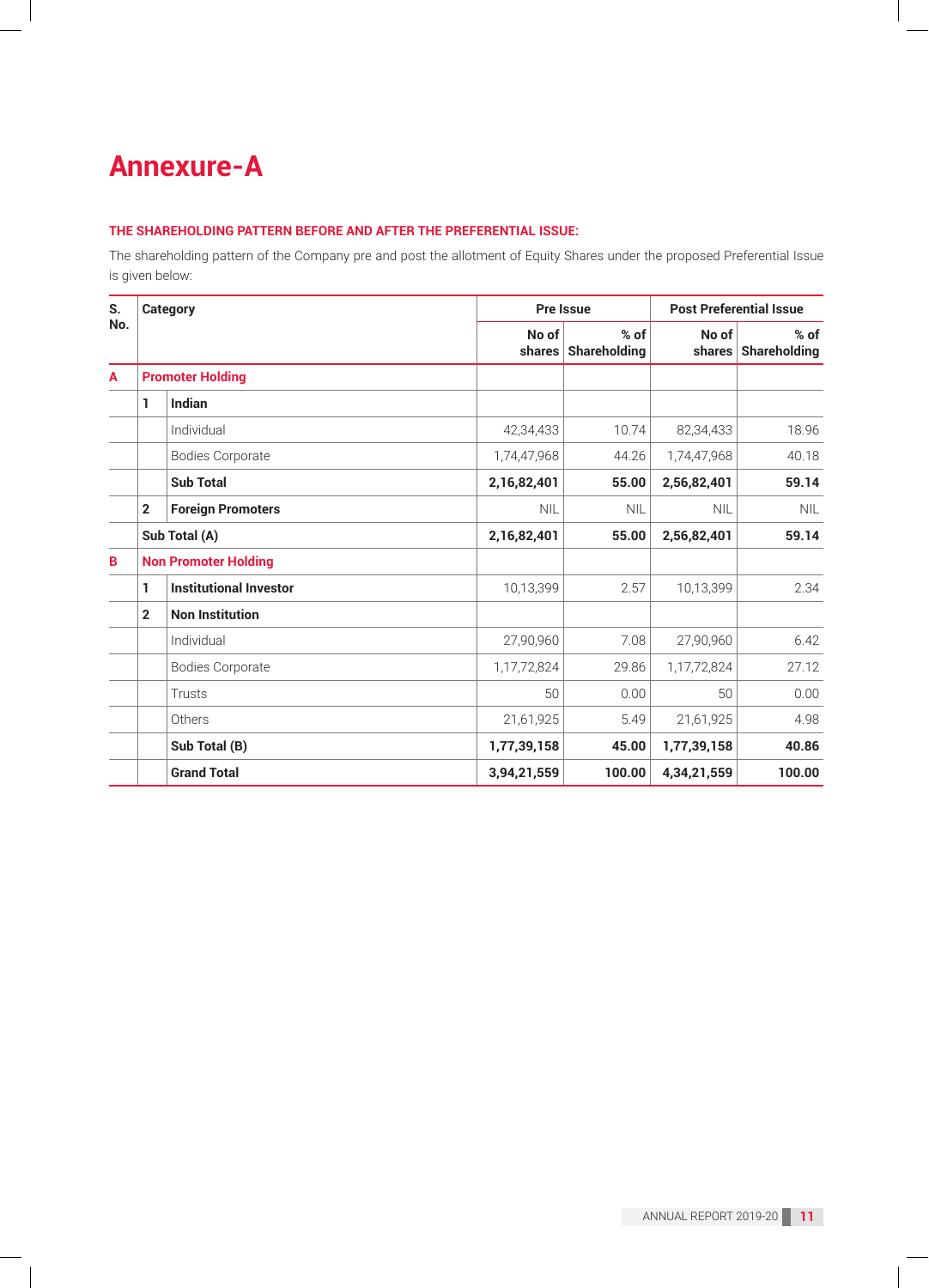# Annexure-A

**THE SHAREHOLDING PATTERN BEFORE AND AFTER THE PREFERENTIAL ISSUE:**

The shareholding pattern of the Company pre and post the allotment of Equity Shares under the proposed Preferential Issue is given below:

| S. No. | | Category | Pre Issue | | Post Preferential Issue | |
|---|---|---|---|---|---|---|
| | | | No of shares | % of Shareholding | No of shares | % of Shareholding |
| A | Promoter Holding | | | | | |
| | 1 | **Indian** | | | | |
| | | Individual | 42,34,433 | 10.74 | 82,34,433 | 18.96 |
| | | Bodies Corporate | 1,74,47,968 | 44.26 | 1,74,47,968 | 40.18 |
| | | **Sub Total** | **2,16,82,401** | **55.00** | **2,56,82,401** | **59.14** |
| | 2 | **Foreign Promoters** | NIL | NIL | NIL | NIL |
| | **Sub Total (A)** | | **2,16,82,401** | **55.00** | **2,56,82,401** | **59.14** |
| B | Non Promoter Holding | | | | | |
| | 1 | **Institutional Investor** | 10,13,399 | 2.57 | 10,13,399 | 2.34 |
| | 2 | **Non Institution** | | | | |
| | | Individual | 27,90,960 | 7.08 | 27,90,960 | 6.42 |
| | | Bodies Corporate | 1,17,72,824 | 29.86 | 1,17,72,824 | 27.12 |
| | | Trusts | 50 | 0.00 | 50 | 0.00 |
| | | Others | 21,61,925 | 5.49 | 21,61,925 | 4.98 |
| | | **Sub Total (B)** | **1,77,39,158** | **45.00** | **1,77,39,158** | **40.86** |
| | | **Grand Total** | **3,94,21,559** | **100.00** | **4,34,21,559** | **100.00** |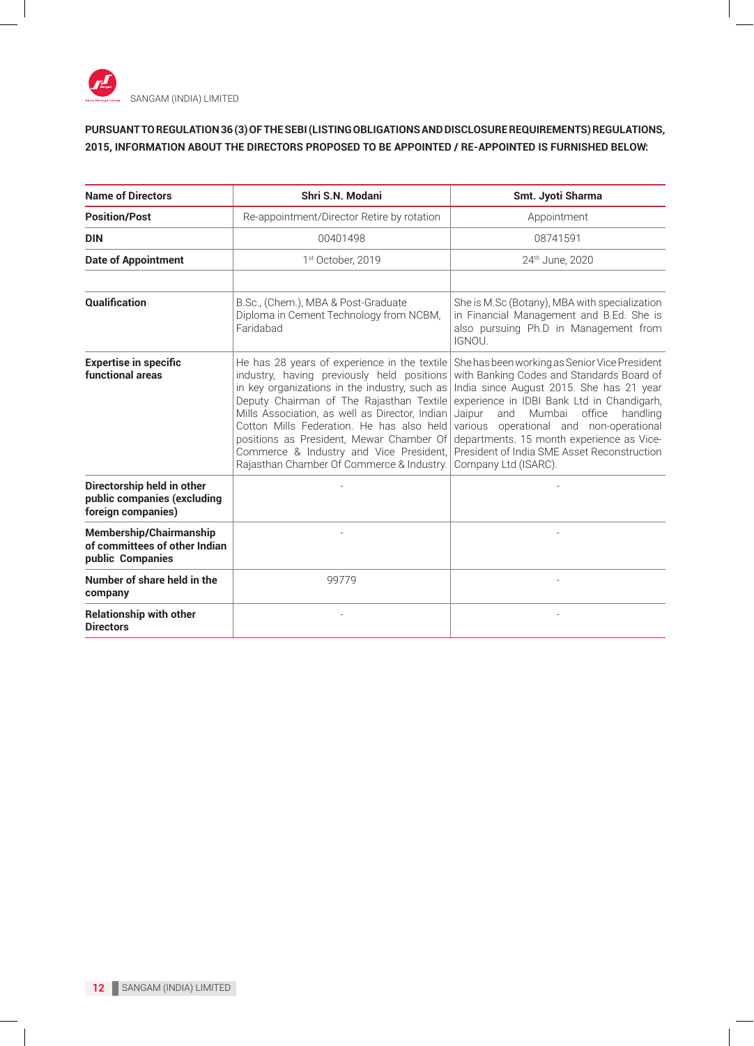**PURSUANT TO REGULATION 36 (3) OF THE SEBI (LISTING OBLIGATIONS AND DISCLOSURE REQUIREMENTS) REGULATIONS, 2015, INFORMATION ABOUT THE DIRECTORS PROPOSED TO BE APPOINTED / RE-APPOINTED IS FURNISHED BELOW:**

| Name of Directors | Shri S.N. Modani | Smt. Jyoti Sharma |
|---|---|---|
| **Position/Post** | Re-appointment/Director Retire by rotation | Appointment |
| **DIN** | 00401498 | 08741591 |
| **Date of Appointment** | 1st October, 2019 | 24th June, 2020 |
| | | |
| **Qualification** | B.Sc., (Chem.), MBA & Post-Graduate Diploma in Cement Technology from NCBM, Faridabad | She is M.Sc (Botany), MBA with specialization in Financial Management and B.Ed. She is also pursuing Ph.D in Management from IGNOU. |
| **Expertise in specific functional areas** | He has 28 years of experience in the textile industry, having previously held positions in key organizations in the industry, such as Deputy Chairman of The Rajasthan Textile Mills Association, as well as Director, Indian Cotton Mills Federation. He has also held positions as President, Mewar Chamber Of Commerce & Industry and Vice President, Rajasthan Chamber Of Commerce & Industry. | She has been working as Senior Vice President with Banking Codes and Standards Board of India since August 2015. She has 21 year experience in IDBI Bank Ltd in Chandigarh, Jaipur and Mumbai office handling various operational and non-operational departments. 15 month experience as Vice-President of India SME Asset Reconstruction Company Ltd (ISARC). |
| **Directorship held in other public companies (excluding foreign companies)** | - | - |
| **Membership/Chairmanship of committees of other Indian public Companies** | - | - |
| **Number of share held in the company** | 99779 | - |
| **Relationship with other Directors** | - | - |